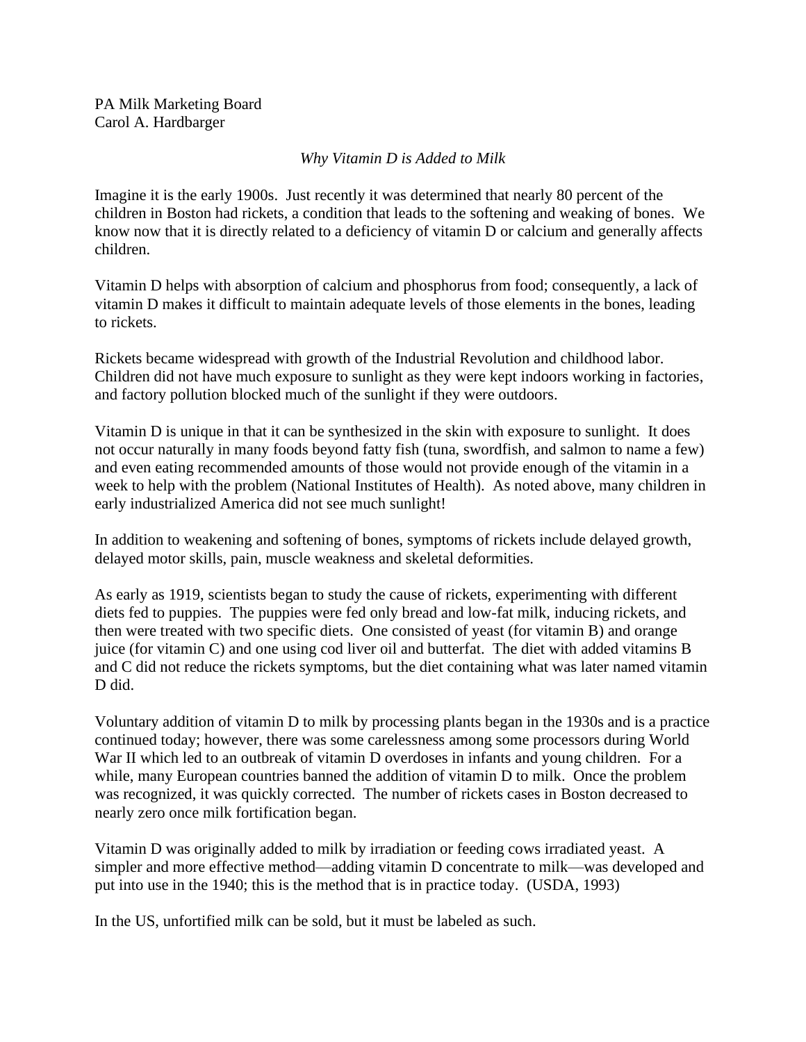PA Milk Marketing Board
Carol A. Hardbarger

*Why Vitamin D is Added to Milk*

Imagine it is the early 1900s. Just recently it was determined that nearly 80 percent of the children in Boston had rickets, a condition that leads to the softening and weaking of bones. We know now that it is directly related to a deficiency of vitamin D or calcium and generally affects children.

Vitamin D helps with absorption of calcium and phosphorus from food; consequently, a lack of vitamin D makes it difficult to maintain adequate levels of those elements in the bones, leading to rickets.

Rickets became widespread with growth of the Industrial Revolution and childhood labor. Children did not have much exposure to sunlight as they were kept indoors working in factories, and factory pollution blocked much of the sunlight if they were outdoors.

Vitamin D is unique in that it can be synthesized in the skin with exposure to sunlight. It does not occur naturally in many foods beyond fatty fish (tuna, swordfish, and salmon to name a few) and even eating recommended amounts of those would not provide enough of the vitamin in a week to help with the problem (National Institutes of Health). As noted above, many children in early industrialized America did not see much sunlight!

In addition to weakening and softening of bones, symptoms of rickets include delayed growth, delayed motor skills, pain, muscle weakness and skeletal deformities.

As early as 1919, scientists began to study the cause of rickets, experimenting with different diets fed to puppies. The puppies were fed only bread and low-fat milk, inducing rickets, and then were treated with two specific diets. One consisted of yeast (for vitamin B) and orange juice (for vitamin C) and one using cod liver oil and butterfat. The diet with added vitamins B and C did not reduce the rickets symptoms, but the diet containing what was later named vitamin D did.

Voluntary addition of vitamin D to milk by processing plants began in the 1930s and is a practice continued today; however, there was some carelessness among some processors during World War II which led to an outbreak of vitamin D overdoses in infants and young children. For a while, many European countries banned the addition of vitamin D to milk. Once the problem was recognized, it was quickly corrected. The number of rickets cases in Boston decreased to nearly zero once milk fortification began.

Vitamin D was originally added to milk by irradiation or feeding cows irradiated yeast. A simpler and more effective method—adding vitamin D concentrate to milk—was developed and put into use in the 1940; this is the method that is in practice today. (USDA, 1993)

In the US, unfortified milk can be sold, but it must be labeled as such.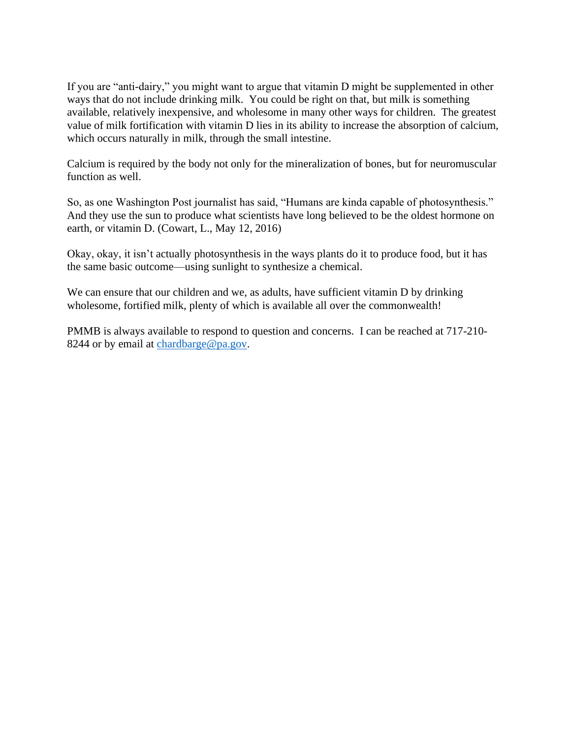If you are "anti-dairy," you might want to argue that vitamin D might be supplemented in other ways that do not include drinking milk. You could be right on that, but milk is something available, relatively inexpensive, and wholesome in many other ways for children. The greatest value of milk fortification with vitamin D lies in its ability to increase the absorption of calcium, which occurs naturally in milk, through the small intestine.

Calcium is required by the body not only for the mineralization of bones, but for neuromuscular function as well.

So, as one Washington Post journalist has said, "Humans are kinda capable of photosynthesis." And they use the sun to produce what scientists have long believed to be the oldest hormone on earth, or vitamin D. (Cowart, L., May 12, 2016)

Okay, okay, it isn't actually photosynthesis in the ways plants do it to produce food, but it has the same basic outcome—using sunlight to synthesize a chemical.

We can ensure that our children and we, as adults, have sufficient vitamin D by drinking wholesome, fortified milk, plenty of which is available all over the commonwealth!

PMMB is always available to respond to question and concerns. I can be reached at 717-210-8244 or by email at chardbarge@pa.gov.